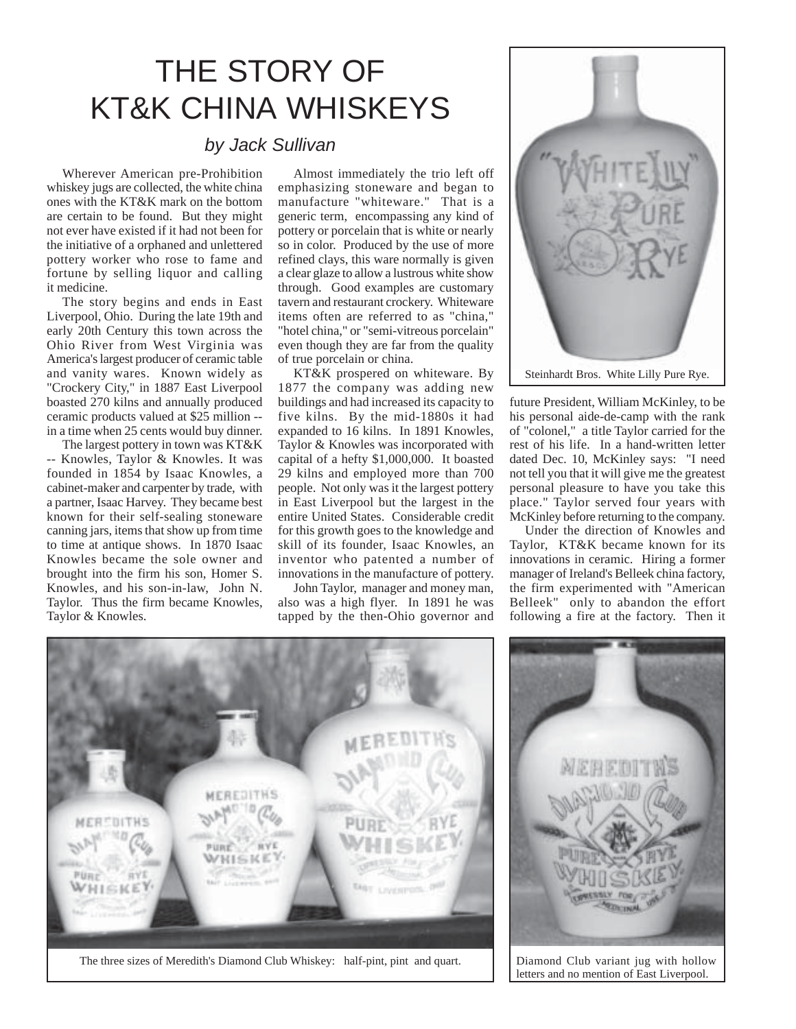# THE STORY OF KT&K CHINA WHISKEYS

*by Jack Sullivan*

Wherever American pre-Prohibition whiskey jugs are collected, the white china ones with the KT&K mark on the bottom are certain to be found. But they might not ever have existed if it had not been for the initiative of a orphaned and unlettered pottery worker who rose to fame and fortune by selling liquor and calling it medicine.

The story begins and ends in East Liverpool, Ohio. During the late 19th and early 20th Century this town across the Ohio River from West Virginia was America's largest producer of ceramic table and vanity wares. Known widely as "Crockery City," in 1887 East Liverpool boasted 270 kilns and annually produced ceramic products valued at $25 million -- in a time when 25 cents would buy dinner.

The largest pottery in town was KT&K -- Knowles, Taylor & Knowles. It was founded in 1854 by Isaac Knowles, a cabinet-maker and carpenter by trade, with a partner, Isaac Harvey. They became best known for their self-sealing stoneware canning jars, items that show up from time to time at antique shows. In 1870 Isaac Knowles became the sole owner and brought into the firm his son, Homer S. Knowles, and his son-in-law, John N. Taylor. Thus the firm became Knowles, Taylor & Knowles.

Almost immediately the trio left off emphasizing stoneware and began to manufacture "whiteware." That is a generic term, encompassing any kind of pottery or porcelain that is white or nearly so in color. Produced by the use of more refined clays, this ware normally is given a clear glaze to allow a lustrous white show through. Good examples are customary tavern and restaurant crockery. Whiteware items often are referred to as "china," "hotel china," or "semi-vitreous porcelain" even though they are far from the quality of true porcelain or china.

KT&K prospered on whiteware. By 1877 the company was adding new buildings and had increased its capacity to five kilns. By the mid-1880s it had expanded to 16 kilns. In 1891 Knowles, Taylor & Knowles was incorporated with capital of a hefty $1,000,000. It boasted 29 kilns and employed more than 700 people. Not only was it the largest pottery in East Liverpool but the largest in the entire United States. Considerable credit for this growth goes to the knowledge and skill of its founder, Isaac Knowles, an inventor who patented a number of innovations in the manufacture of pottery.

John Taylor, manager and money man, also was a high flyer. In 1891 he was tapped by the then-Ohio governor and future President, William McKinley, to be his personal aide-de-camp with the rank of "colonel," a title Taylor carried for the rest of his life. In a hand-written letter dated Dec. 10, McKinley says: "I need not tell you that it will give me the greatest personal pleasure to have you take this place." Taylor served four years with McKinley before returning to the company.

Under the direction of Knowles and Taylor, KT&K became known for its innovations in ceramic. Hiring a former manager of Ireland's Belleek china factory, the firm experimented with "American Belleek" only to abandon the effort following a fire at the factory. Then it

Steinhardt Bros. White Lilly Pure Rye.

The three sizes of Meredith's Diamond Club Whiskey: half-pint, pint and quart.

Diamond Club variant jug with hollow letters and no mention of East Liverpool.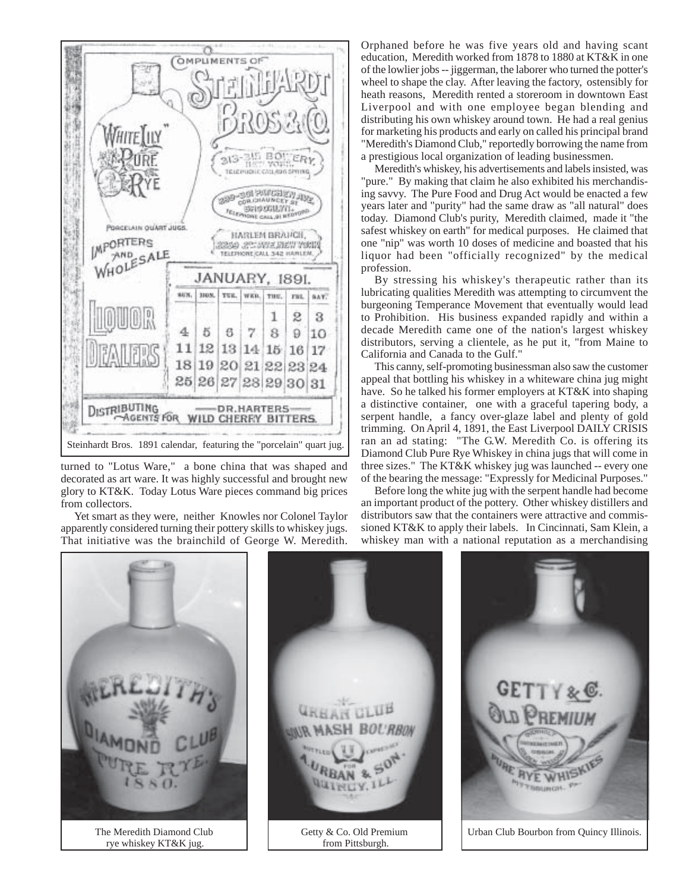Steinhardt Bros. 1891 calendar, featuring the "porcelain" quart jug.

turned to "Lotus Ware," a bone china that was shaped and decorated as art ware. It was highly successful and brought new glory to KT&K. Today Lotus Ware pieces command big prices from collectors.

Yet smart as they were, neither Knowles nor Colonel Taylor apparently considered turning their pottery skills to whiskey jugs. That initiative was the brainchild of George W. Meredith. Orphaned before he was five years old and having scant education, Meredith worked from 1878 to 1880 at KT&K in one of the lowlier jobs -- jiggerman, the laborer who turned the potter's wheel to shape the clay. After leaving the factory, ostensibly for heath reasons, Meredith rented a storeroom in downtown East Liverpool and with one employee began blending and distributing his own whiskey around town. He had a real genius for marketing his products and early on called his principal brand "Meredith's Diamond Club," reportedly borrowing the name from a prestigious local organization of leading businessmen.

Meredith's whiskey, his advertisements and labels insisted, was "pure." By making that claim he also exhibited his merchandising savvy. The Pure Food and Drug Act would be enacted a few years later and "purity" had the same draw as "all natural" does today. Diamond Club's purity, Meredith claimed, made it "the safest whiskey on earth" for medical purposes. He claimed that one "nip" was worth 10 doses of medicine and boasted that his liquor had been "officially recognized" by the medical profession.

By stressing his whiskey's therapeutic rather than its lubricating qualities Meredith was attempting to circumvent the burgeoning Temperance Movement that eventually would lead to Prohibition. His business expanded rapidly and within a decade Meredith came one of the nation's largest whiskey distributors, serving a clientele, as he put it, "from Maine to California and Canada to the Gulf."

This canny, self-promoting businessman also saw the customer appeal that bottling his whiskey in a whiteware china jug might have. So he talked his former employers at KT&K into shaping a distinctive container, one with a graceful tapering body, a serpent handle, a fancy over-glaze label and plenty of gold trimming. On April 4, 1891, the East Liverpool DAILY CRISIS ran an ad stating: "The G.W. Meredith Co. is offering its Diamond Club Pure Rye Whiskey in china jugs that will come in three sizes." The KT&K whiskey jug was launched -- every one of the bearing the message: "Expressly for Medicinal Purposes."

Before long the white jug with the serpent handle had become an important product of the pottery. Other whiskey distillers and distributors saw that the containers were attractive and commissioned KT&K to apply their labels. In Cincinnati, Sam Klein, a whiskey man with a national reputation as a merchandising

The Meredith Diamond Club rye whiskey KT&K jug.

Getty & Co. Old Premium from Pittsburgh.

Urban Club Bourbon from Quincy Illinois.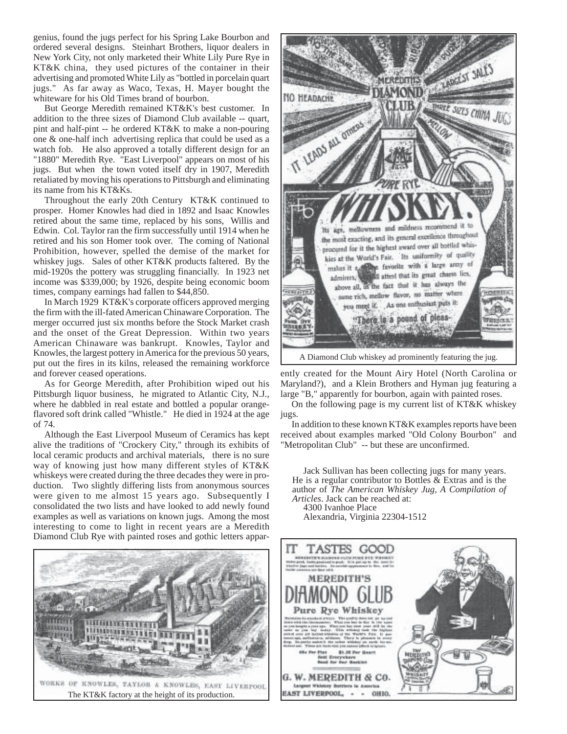genius, found the jugs perfect for his Spring Lake Bourbon and ordered several designs. Steinhart Brothers, liquor dealers in New York City, not only marketed their White Lily Pure Rye in KT&K china, they used pictures of the container in their advertising and promoted White Lily as "bottled in porcelain quart jugs." As far away as Waco, Texas, H. Mayer bought the whiteware for his Old Times brand of bourbon.

But George Meredith remained KT&K's best customer. In addition to the three sizes of Diamond Club available -- quart, pint and half-pint -- he ordered KT&K to make a non-pouring one & one-half inch advertising replica that could be used as a watch fob. He also approved a totally different design for an "1880" Meredith Rye. "East Liverpool" appears on most of his jugs. But when the town voted itself dry in 1907, Meredith retaliated by moving his operations to Pittsburgh and eliminating its name from his KT&Ks.

Throughout the early 20th Century KT&K continued to prosper. Homer Knowles had died in 1892 and Isaac Knowles retired about the same time, replaced by his sons, Willis and Edwin. Col. Taylor ran the firm successfully until 1914 when he retired and his son Homer took over. The coming of National Prohibition, however, spelled the demise of the market for whiskey jugs. Sales of other KT&K products faltered. By the mid-1920s the pottery was struggling financially. In 1923 net income was $339,000; by 1926, despite being economic boom times, company earnings had fallen to $44,850.

In March 1929 KT&K's corporate officers approved merging the firm with the ill-fated American Chinaware Corporation. The merger occurred just six months before the Stock Market crash and the onset of the Great Depression. Within two years American Chinaware was bankrupt. Knowles, Taylor and Knowles, the largest pottery in America for the previous 50 years, put out the fires in its kilns, released the remaining workforce and forever ceased operations.

As for George Meredith, after Prohibition wiped out his Pittsburgh liquor business, he migrated to Atlantic City, N.J., where he dabbled in real estate and bottled a popular orange-flavored soft drink called "Whistle." He died in 1924 at the age of 74.

Although the East Liverpool Museum of Ceramics has kept alive the traditions of "Crockery City," through its exhibits of local ceramic products and archival materials, there is no sure way of knowing just how many different styles of KT&K whiskeys were created during the three decades they were in production. Two slightly differing lists from anonymous sources were given to me almost 15 years ago. Subsequently I consolidated the two lists and have looked to add newly found examples as well as variations on known jugs. Among the most interesting to come to light in recent years are a Meredith Diamond Club Rye with painted roses and gothic letters apparently created for the Mount Airy Hotel (North Carolina or Maryland?), and a Klein Brothers and Hyman jug featuring a large "B," apparently for bourbon, again with painted roses.

On the following page is my current list of KT&K whiskey jugs.

In addition to these known KT&K examples reports have been received about examples marked "Old Colony Bourbon" and "Metropolitan Club" -- but these are unconfirmed.

A Diamond Club whiskey ad prominently featuring the jug.

The KT&K factory at the height of its production.

Jack Sullivan has been collecting jugs for many years. He is a regular contributor to Bottles & Extras and is the author of *The American Whiskey Jug, A Compilation of Articles*. Jack can be reached at:
4300 Ivanhoe Place
Alexandria, Virginia 22304-1512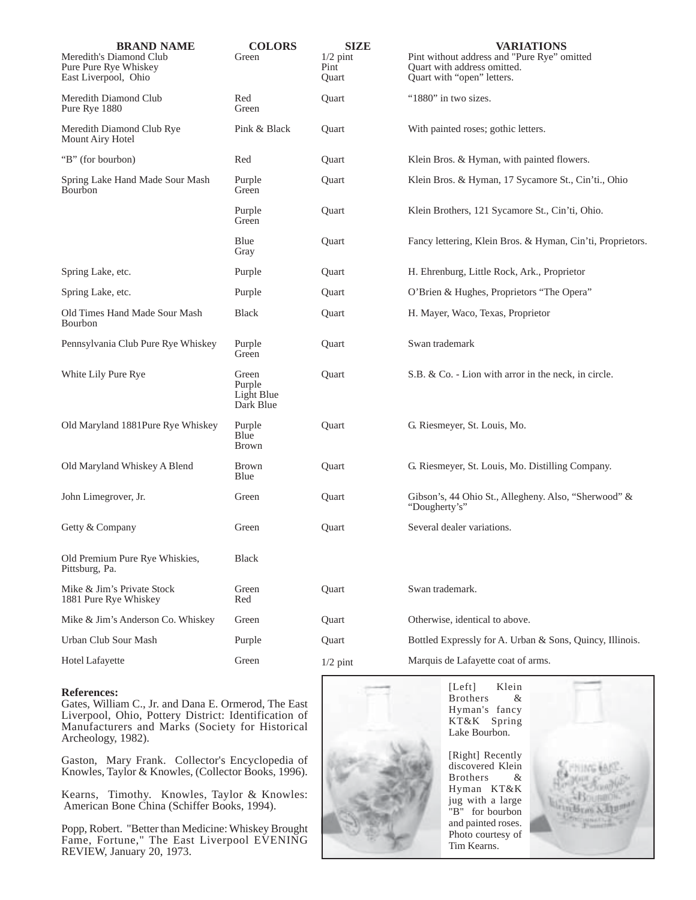| BRAND NAME | COLORS | SIZE | VARIATIONS |
|---|---|---|---|
| Meredith's Diamond Club Pure Pure Rye Whiskey East Liverpool, Ohio | Green | 1/2 pint Pint Quart | Pint without address and "Pure Rye" omitted Quart with address omitted. Quart with "open" letters. |
| Meredith Diamond Club Pure Rye 1880 | Red Green | Quart | "1880" in two sizes. |
| Meredith Diamond Club Rye Mount Airy Hotel | Pink & Black | Quart | With painted roses; gothic letters. |
| "B" (for bourbon) | Red | Quart | Klein Bros. & Hyman, with painted flowers. |
| Spring Lake Hand Made Sour Mash Bourbon | Purple Green | Quart | Klein Bros. & Hyman, 17 Sycamore St., Cin'ti., Ohio |
| | Purple Green | Quart | Klein Brothers, 121 Sycamore St., Cin'ti, Ohio. |
| | Blue Gray | Quart | Fancy lettering, Klein Bros. & Hyman, Cin'ti, Proprietors. |
| Spring Lake, etc. | Purple | Quart | H. Ehrenburg, Little Rock, Ark., Proprietor |
| Spring Lake, etc. | Purple | Quart | O'Brien & Hughes, Proprietors "The Opera" |
| Old Times Hand Made Sour Mash Bourbon | Black | Quart | H. Mayer, Waco, Texas, Proprietor |
| Pennsylvania Club Pure Rye Whiskey | Purple Green | Quart | Swan trademark |
| White Lily Pure Rye | Green Purple Light Blue Dark Blue | Quart | S.B. & Co. - Lion with arror in the neck, in circle. |
| Old Maryland 1881Pure Rye Whiskey | Purple Blue Brown | Quart | G. Riesmeyer, St. Louis, Mo. |
| Old Maryland Whiskey A Blend | Brown Blue | Quart | G. Riesmeyer, St. Louis, Mo. Distilling Company. |
| John Limegrover, Jr. | Green | Quart | Gibson's, 44 Ohio St., Allegheny. Also, "Sherwood" & "Dougherty's" |
| Getty & Company | Green | Quart | Several dealer variations. |
| Old Premium Pure Rye Whiskies, Pittsburg, Pa. | Black | | |
| Mike & Jim's Private Stock 1881 Pure Rye Whiskey | Green Red | Quart | Swan trademark. |
| Mike & Jim's Anderson Co. Whiskey | Green | Quart | Otherwise, identical to above. |
| Urban Club Sour Mash | Purple | Quart | Bottled Expressly for A. Urban & Sons, Quincy, Illinois. |
| Hotel Lafayette | Green | 1/2 pint | Marquis de Lafayette coat of arms. |

**References:**

Gates, William C., Jr. and Dana E. Ormerod, The East Liverpool, Ohio, Pottery District: Identification of Manufacturers and Marks (Society for Historical Archeology, 1982).

Gaston, Mary Frank. Collector's Encyclopedia of Knowles, Taylor & Knowles, (Collector Books, 1996).

Kearns, Timothy. Knowles, Taylor & Knowles: American Bone China (Schiffer Books, 1994).

Popp, Robert. "Better than Medicine: Whiskey Brought Fame, Fortune," The East Liverpool EVENING REVIEW, January 20, 1973.

[Left] Klein Brothers & Hyman's fancy KT&K Spring Lake Bourbon.

[Right] Recently discovered Klein Brothers & Hyman KT&K jug with a large "B" for bourbon and painted roses. Photo courtesy of Tim Kearns.